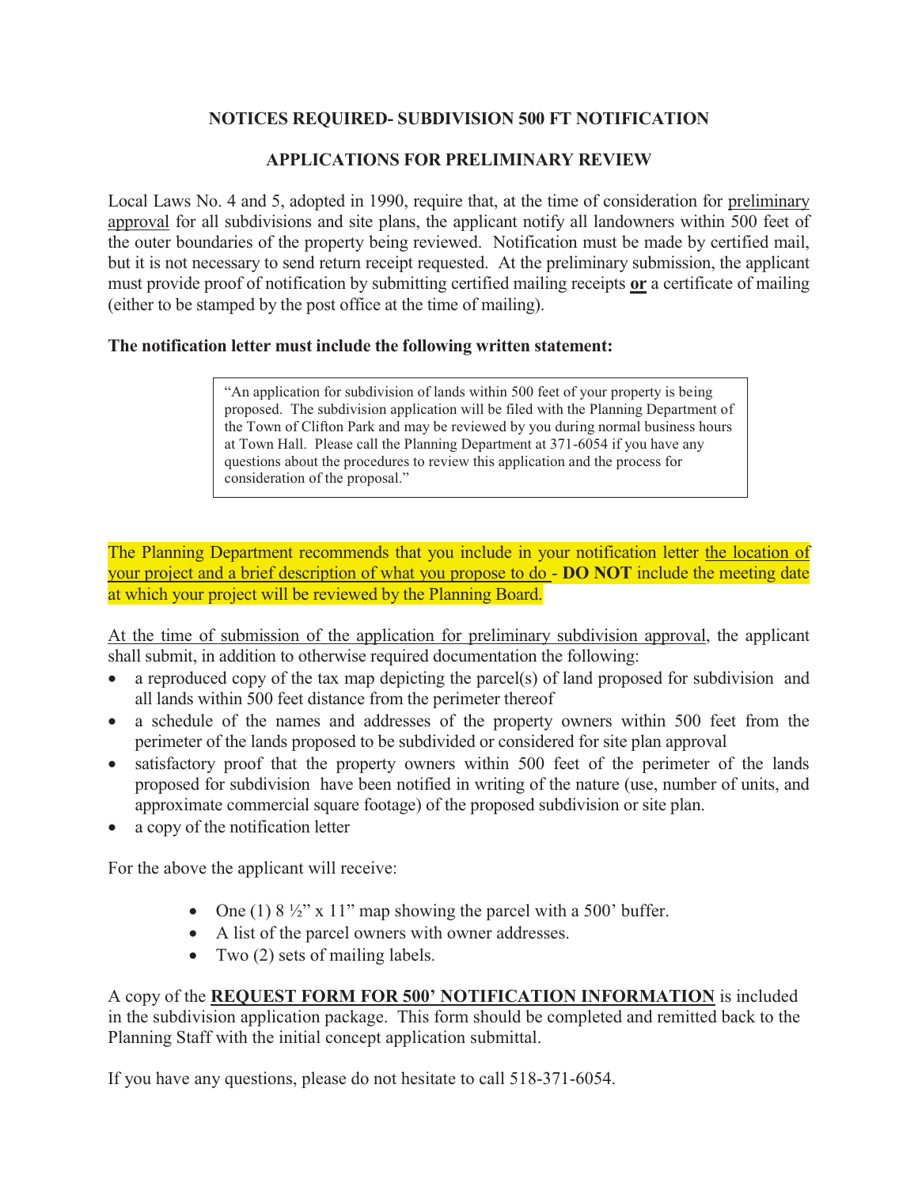## NOTICES REQUIRED- SUBDIVISION 500 FT NOTIFICATION

## APPLICATIONS FOR PRELIMINARY REVIEW

Local Laws No. 4 and 5, adopted in 1990, require that, at the time of consideration for preliminary approval for all subdivisions and site plans, the applicant notify all landowners within 500 feet of the outer boundaries of the property being reviewed. Notification must be made by certified mail, but it is not necessary to send return receipt requested. At the preliminary submission, the applicant must provide proof of notification by submitting certified mailing receipts **or** a certificate of mailing (either to be stamped by the post office at the time of mailing).

**The notification letter must include the following written statement:**

> "An application for subdivision of lands within 500 feet of your property is being proposed. The subdivision application will be filed with the Planning Department of the Town of Clifton Park and may be reviewed by you during normal business hours at Town Hall. Please call the Planning Department at 371-6054 if you have any questions about the procedures to review this application and the process for consideration of the proposal."

The Planning Department recommends that you include in your notification letter the location of your project and a brief description of what you propose to do - **DO NOT** include the meeting date at which your project will be reviewed by the Planning Board.

At the time of submission of the application for preliminary subdivision approval, the applicant shall submit, in addition to otherwise required documentation the following:

- a reproduced copy of the tax map depicting the parcel(s) of land proposed for subdivision and all lands within 500 feet distance from the perimeter thereof
- a schedule of the names and addresses of the property owners within 500 feet from the perimeter of the lands proposed to be subdivided or considered for site plan approval
- satisfactory proof that the property owners within 500 feet of the perimeter of the lands proposed for subdivision have been notified in writing of the nature (use, number of units, and approximate commercial square footage) of the proposed subdivision or site plan.
- a copy of the notification letter

For the above the applicant will receive:

- One (1) 8 ½" x 11" map showing the parcel with a 500' buffer.
- A list of the parcel owners with owner addresses.
- Two (2) sets of mailing labels.

A copy of the **REQUEST FORM FOR 500' NOTIFICATION INFORMATION** is included in the subdivision application package. This form should be completed and remitted back to the Planning Staff with the initial concept application submittal.

If you have any questions, please do not hesitate to call 518-371-6054.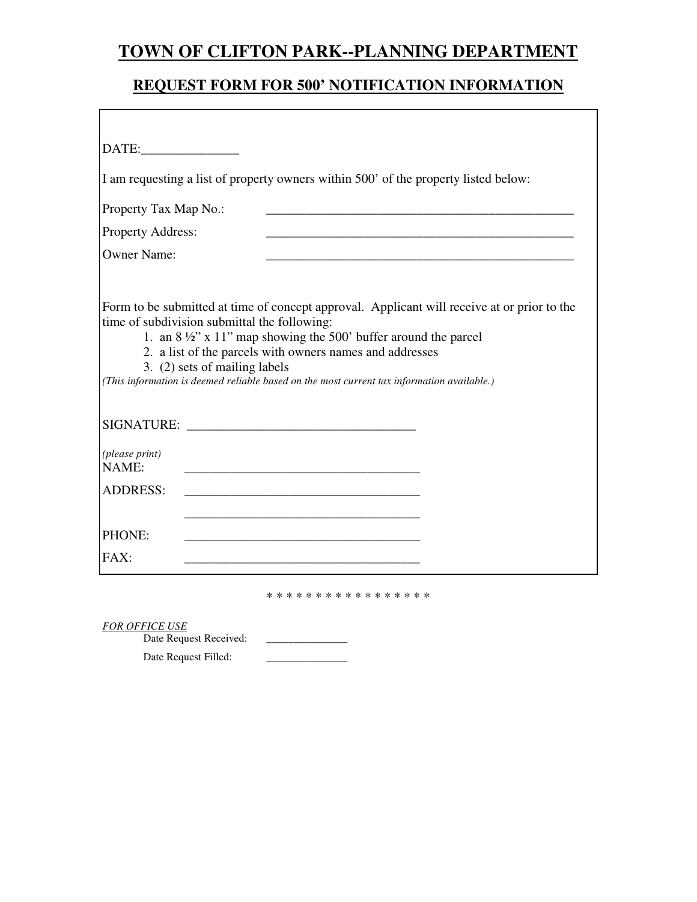# TOWN OF CLIFTON PARK--PLANNING DEPARTMENT

## REQUEST FORM FOR 500' NOTIFICATION INFORMATION

DATE:_______________

I am requesting a list of property owners within 500' of the property listed below:

Property Tax Map No.: _________________________________________________

Property Address: _________________________________________________

Owner Name: _________________________________________________

Form to be submitted at time of concept approval. Applicant will receive at or prior to the time of subdivision submittal the following:

1. an 8 ½" x 11" map showing the 500' buffer around the parcel
2. a list of the parcels with owners names and addresses
3. (2) sets of mailing labels

*(This information is deemed reliable based on the most current tax information available.)*

SIGNATURE: ___________________________________

*(please print)*
NAME: _____________________________________

ADDRESS: _____________________________________

_____________________________________

PHONE: _____________________________________

FAX: _____________________________________

* * * * * * * * * * * * * * * * *

*FOR OFFICE USE*

Date Request Received: ______________

Date Request Filled: ______________